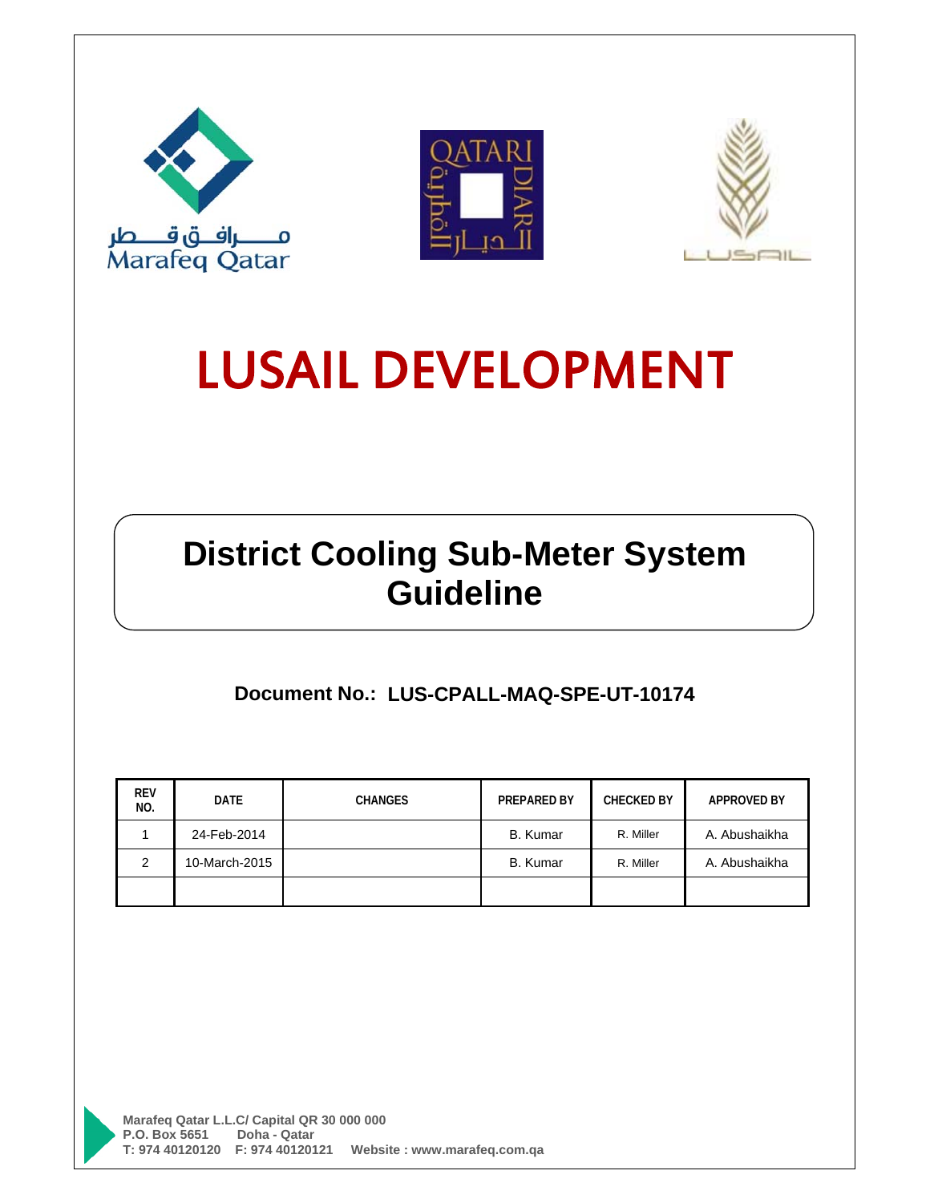مـــرافـق قـــطر
Marafeq Qatar

QATARI DIAR
الديار القطرية

LUSAIL

# LUSAIL DEVELOPMENT

## District Cooling Sub-Meter System Guideline

**Document No.: LUS-CPALL-MAQ-SPE-UT-10174**

| REV NO. | DATE | CHANGES | PREPARED BY | CHECKED BY | APPROVED BY |
|---|---|---|---|---|---|
| 1 | 24-Feb-2014 | | B. Kumar | R. Miller | A. Abushaikha |
| 2 | 10-March-2015 | | B. Kumar | R. Miller | A. Abushaikha |
| | | | | | |

**Marafeq Qatar L.L.C/ Capital QR 30 000 000**
**P.O. Box 5651 Doha - Qatar**
**T: 974 40120120 F: 974 40120121 Website : www.marafeq.com.qa**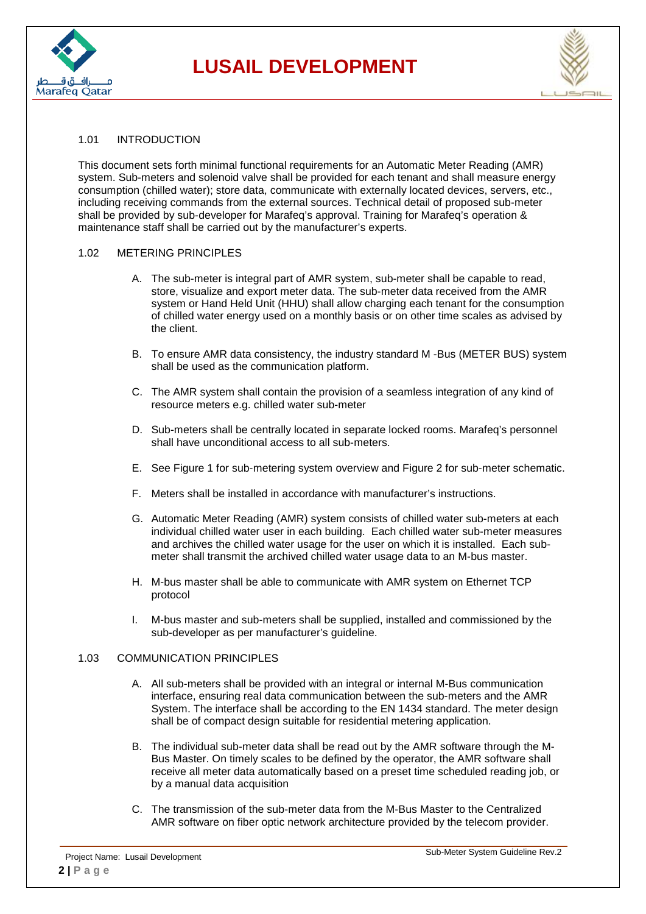## 1.01 INTRODUCTION

This document sets forth minimal functional requirements for an Automatic Meter Reading (AMR) system. Sub-meters and solenoid valve shall be provided for each tenant and shall measure energy consumption (chilled water); store data, communicate with externally located devices, servers, etc., including receiving commands from the external sources. Technical detail of proposed sub-meter shall be provided by sub-developer for Marafeq's approval. Training for Marafeq's operation & maintenance staff shall be carried out by the manufacturer's experts.

## 1.02 METERING PRINCIPLES

A. The sub-meter is integral part of AMR system, sub-meter shall be capable to read, store, visualize and export meter data. The sub-meter data received from the AMR system or Hand Held Unit (HHU) shall allow charging each tenant for the consumption of chilled water energy used on a monthly basis or on other time scales as advised by the client.

B. To ensure AMR data consistency, the industry standard M -Bus (METER BUS) system shall be used as the communication platform.

C. The AMR system shall contain the provision of a seamless integration of any kind of resource meters e.g. chilled water sub-meter

D. Sub-meters shall be centrally located in separate locked rooms. Marafeq's personnel shall have unconditional access to all sub-meters.

E. See Figure 1 for sub-metering system overview and Figure 2 for sub-meter schematic.

F. Meters shall be installed in accordance with manufacturer's instructions.

G. Automatic Meter Reading (AMR) system consists of chilled water sub-meters at each individual chilled water user in each building. Each chilled water sub-meter measures and archives the chilled water usage for the user on which it is installed. Each sub-meter shall transmit the archived chilled water usage data to an M-bus master.

H. M-bus master shall be able to communicate with AMR system on Ethernet TCP protocol

I. M-bus master and sub-meters shall be supplied, installed and commissioned by the sub-developer as per manufacturer's guideline.

## 1.03 COMMUNICATION PRINCIPLES

A. All sub-meters shall be provided with an integral or internal M-Bus communication interface, ensuring real data communication between the sub-meters and the AMR System. The interface shall be according to the EN 1434 standard. The meter design shall be of compact design suitable for residential metering application.

B. The individual sub-meter data shall be read out by the AMR software through the M-Bus Master. On timely scales to be defined by the operator, the AMR software shall receive all meter data automatically based on a preset time scheduled reading job, or by a manual data acquisition

C. The transmission of the sub-meter data from the M-Bus Master to the Centralized AMR software on fiber optic network architecture provided by the telecom provider.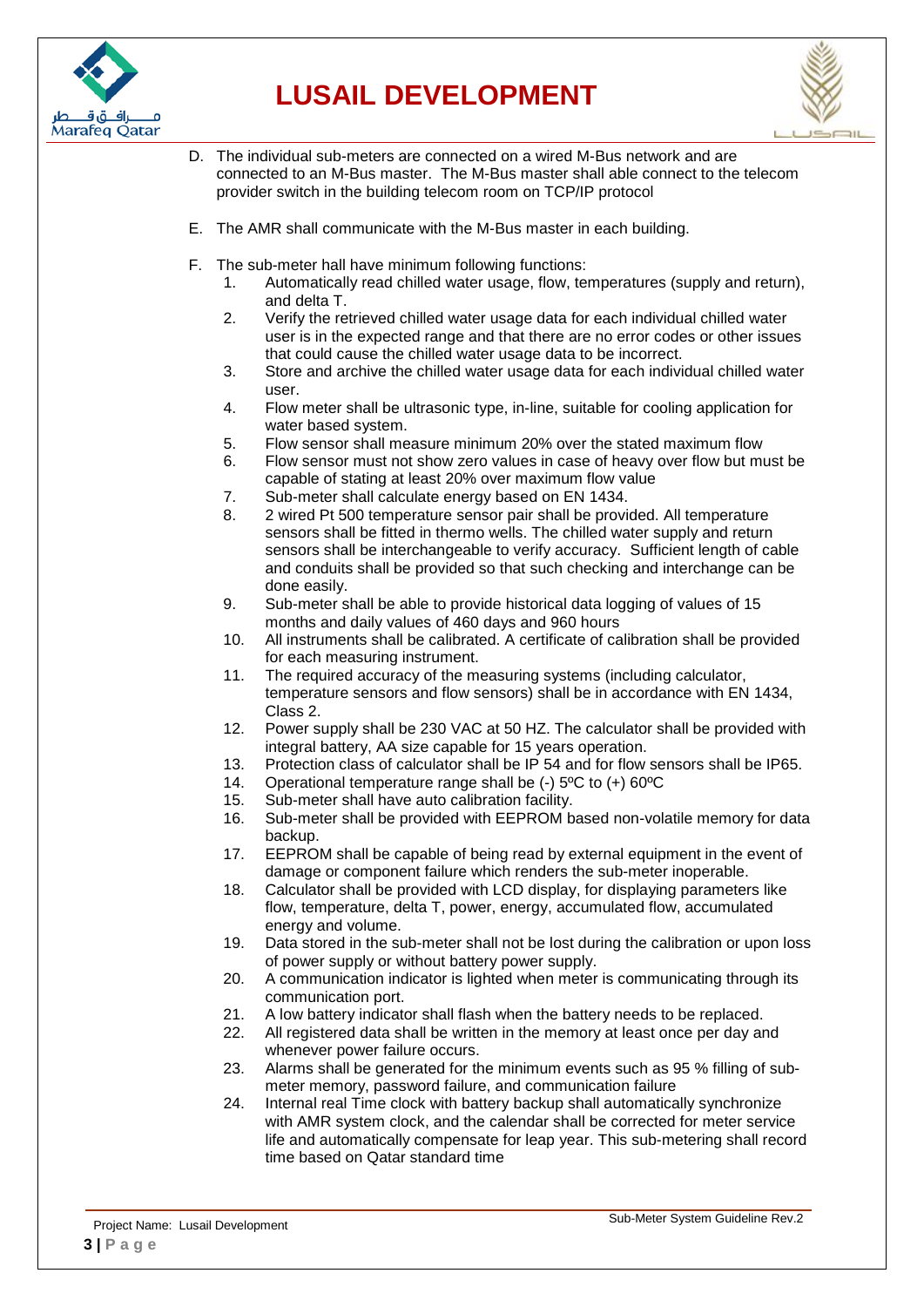D. The individual sub-meters are connected on a wired M-Bus network and are connected to an M-Bus master. The M-Bus master shall able connect to the telecom provider switch in the building telecom room on TCP/IP protocol

E. The AMR shall communicate with the M-Bus master in each building.

F. The sub-meter hall have minimum following functions:
   1. Automatically read chilled water usage, flow, temperatures (supply and return), and delta T.
   2. Verify the retrieved chilled water usage data for each individual chilled water user is in the expected range and that there are no error codes or other issues that could cause the chilled water usage data to be incorrect.
   3. Store and archive the chilled water usage data for each individual chilled water user.
   4. Flow meter shall be ultrasonic type, in-line, suitable for cooling application for water based system.
   5. Flow sensor shall measure minimum 20% over the stated maximum flow
   6. Flow sensor must not show zero values in case of heavy over flow but must be capable of stating at least 20% over maximum flow value
   7. Sub-meter shall calculate energy based on EN 1434.
   8. 2 wired Pt 500 temperature sensor pair shall be provided. All temperature sensors shall be fitted in thermo wells. The chilled water supply and return sensors shall be interchangeable to verify accuracy. Sufficient length of cable and conduits shall be provided so that such checking and interchange can be done easily.
   9. Sub-meter shall be able to provide historical data logging of values of 15 months and daily values of 460 days and 960 hours
   10. All instruments shall be calibrated. A certificate of calibration shall be provided for each measuring instrument.
   11. The required accuracy of the measuring systems (including calculator, temperature sensors and flow sensors) shall be in accordance with EN 1434, Class 2.
   12. Power supply shall be 230 VAC at 50 HZ. The calculator shall be provided with integral battery, AA size capable for 15 years operation.
   13. Protection class of calculator shall be IP 54 and for flow sensors shall be IP65.
   14. Operational temperature range shall be (-) 5ºC to (+) 60ºC
   15. Sub-meter shall have auto calibration facility.
   16. Sub-meter shall be provided with EEPROM based non-volatile memory for data backup.
   17. EEPROM shall be capable of being read by external equipment in the event of damage or component failure which renders the sub-meter inoperable.
   18. Calculator shall be provided with LCD display, for displaying parameters like flow, temperature, delta T, power, energy, accumulated flow, accumulated energy and volume.
   19. Data stored in the sub-meter shall not be lost during the calibration or upon loss of power supply or without battery power supply.
   20. A communication indicator is lighted when meter is communicating through its communication port.
   21. A low battery indicator shall flash when the battery needs to be replaced.
   22. All registered data shall be written in the memory at least once per day and whenever power failure occurs.
   23. Alarms shall be generated for the minimum events such as 95 % filling of sub-meter memory, password failure, and communication failure
   24. Internal real Time clock with battery backup shall automatically synchronize with AMR system clock, and the calendar shall be corrected for meter service life and automatically compensate for leap year. This sub-metering shall record time based on Qatar standard time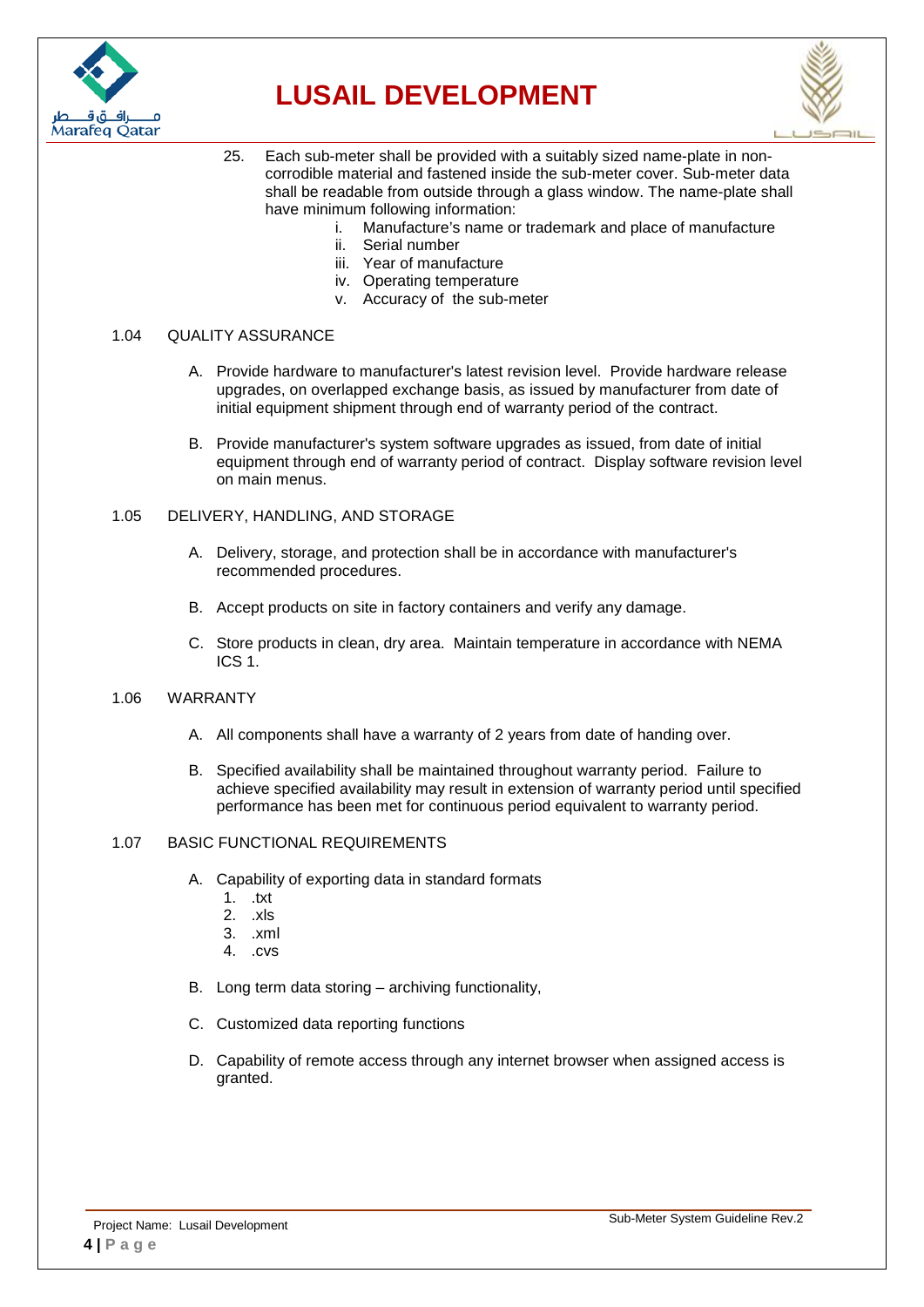25. Each sub-meter shall be provided with a suitably sized name-plate in non-corrodible material and fastened inside the sub-meter cover. Sub-meter data shall be readable from outside through a glass window. The name-plate shall have minimum following information:
    i. Manufacture's name or trademark and place of manufacture
    ii. Serial number
    iii. Year of manufacture
    iv. Operating temperature
    v. Accuracy of the sub-meter

## 1.04 QUALITY ASSURANCE

A. Provide hardware to manufacturer's latest revision level. Provide hardware release upgrades, on overlapped exchange basis, as issued by manufacturer from date of initial equipment shipment through end of warranty period of the contract.

B. Provide manufacturer's system software upgrades as issued, from date of initial equipment through end of warranty period of contract. Display software revision level on main menus.

## 1.05 DELIVERY, HANDLING, AND STORAGE

A. Delivery, storage, and protection shall be in accordance with manufacturer's recommended procedures.

B. Accept products on site in factory containers and verify any damage.

C. Store products in clean, dry area. Maintain temperature in accordance with NEMA ICS 1.

## 1.06 WARRANTY

A. All components shall have a warranty of 2 years from date of handing over.

B. Specified availability shall be maintained throughout warranty period. Failure to achieve specified availability may result in extension of warranty period until specified performance has been met for continuous period equivalent to warranty period.

## 1.07 BASIC FUNCTIONAL REQUIREMENTS

A. Capability of exporting data in standard formats
   1. .txt
   2. .xls
   3. .xml
   4. .cvs

B. Long term data storing – archiving functionality,

C. Customized data reporting functions

D. Capability of remote access through any internet browser when assigned access is granted.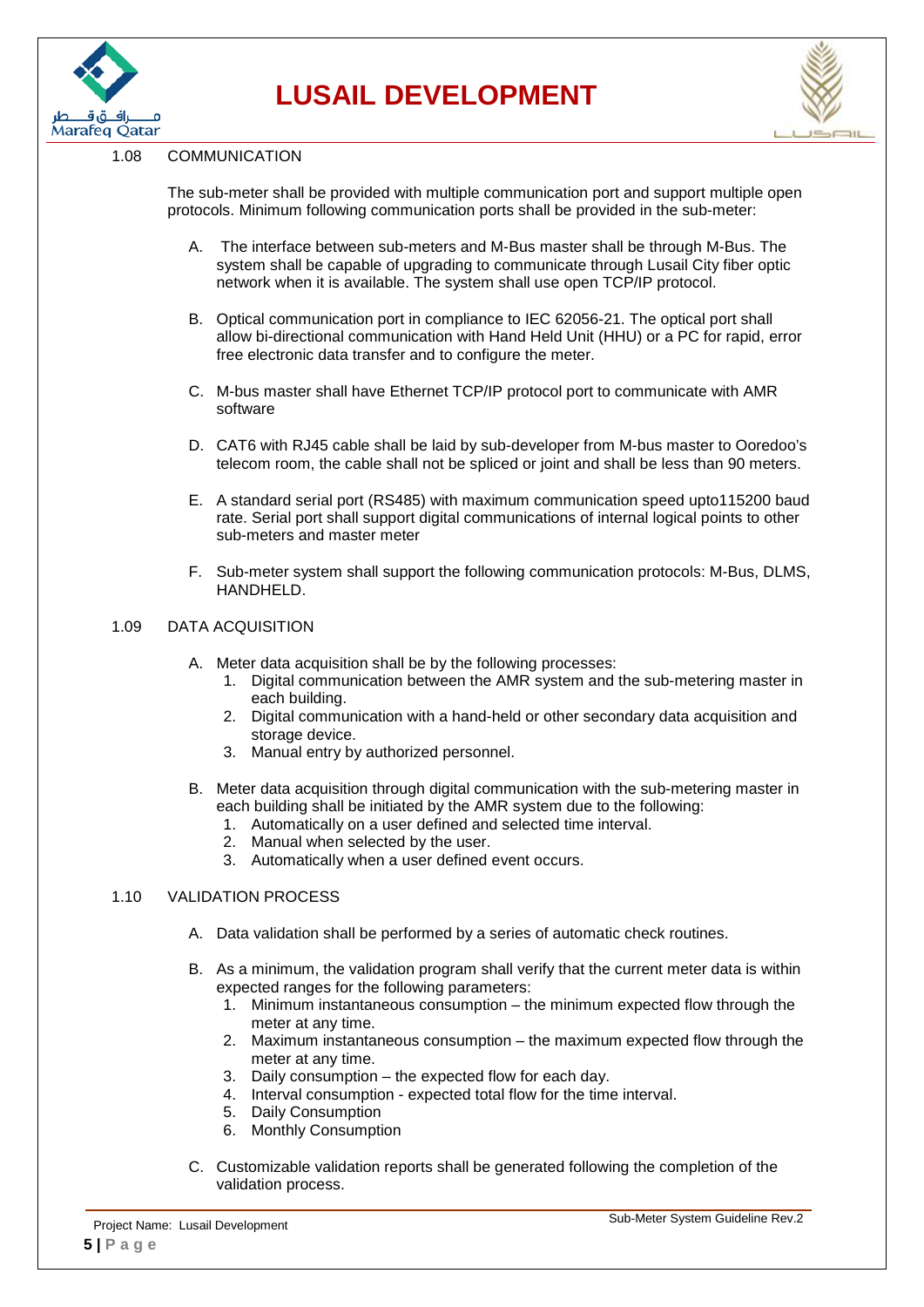## 1.08 COMMUNICATION

The sub-meter shall be provided with multiple communication port and support multiple open protocols. Minimum following communication ports shall be provided in the sub-meter:

A. The interface between sub-meters and M-Bus master shall be through M-Bus. The system shall be capable of upgrading to communicate through Lusail City fiber optic network when it is available. The system shall use open TCP/IP protocol.

B. Optical communication port in compliance to IEC 62056-21. The optical port shall allow bi-directional communication with Hand Held Unit (HHU) or a PC for rapid, error free electronic data transfer and to configure the meter.

C. M-bus master shall have Ethernet TCP/IP protocol port to communicate with AMR software

D. CAT6 with RJ45 cable shall be laid by sub-developer from M-bus master to Ooredoo's telecom room, the cable shall not be spliced or joint and shall be less than 90 meters.

E. A standard serial port (RS485) with maximum communication speed upto115200 baud rate. Serial port shall support digital communications of internal logical points to other sub-meters and master meter

F. Sub-meter system shall support the following communication protocols: M-Bus, DLMS, HANDHELD.

## 1.09 DATA ACQUISITION

A. Meter data acquisition shall be by the following processes:
   1. Digital communication between the AMR system and the sub-metering master in each building.
   2. Digital communication with a hand-held or other secondary data acquisition and storage device.
   3. Manual entry by authorized personnel.

B. Meter data acquisition through digital communication with the sub-metering master in each building shall be initiated by the AMR system due to the following:
   1. Automatically on a user defined and selected time interval.
   2. Manual when selected by the user.
   3. Automatically when a user defined event occurs.

## 1.10 VALIDATION PROCESS

A. Data validation shall be performed by a series of automatic check routines.

B. As a minimum, the validation program shall verify that the current meter data is within expected ranges for the following parameters:
   1. Minimum instantaneous consumption – the minimum expected flow through the meter at any time.
   2. Maximum instantaneous consumption – the maximum expected flow through the meter at any time.
   3. Daily consumption – the expected flow for each day.
   4. Interval consumption - expected total flow for the time interval.
   5. Daily Consumption
   6. Monthly Consumption

C. Customizable validation reports shall be generated following the completion of the validation process.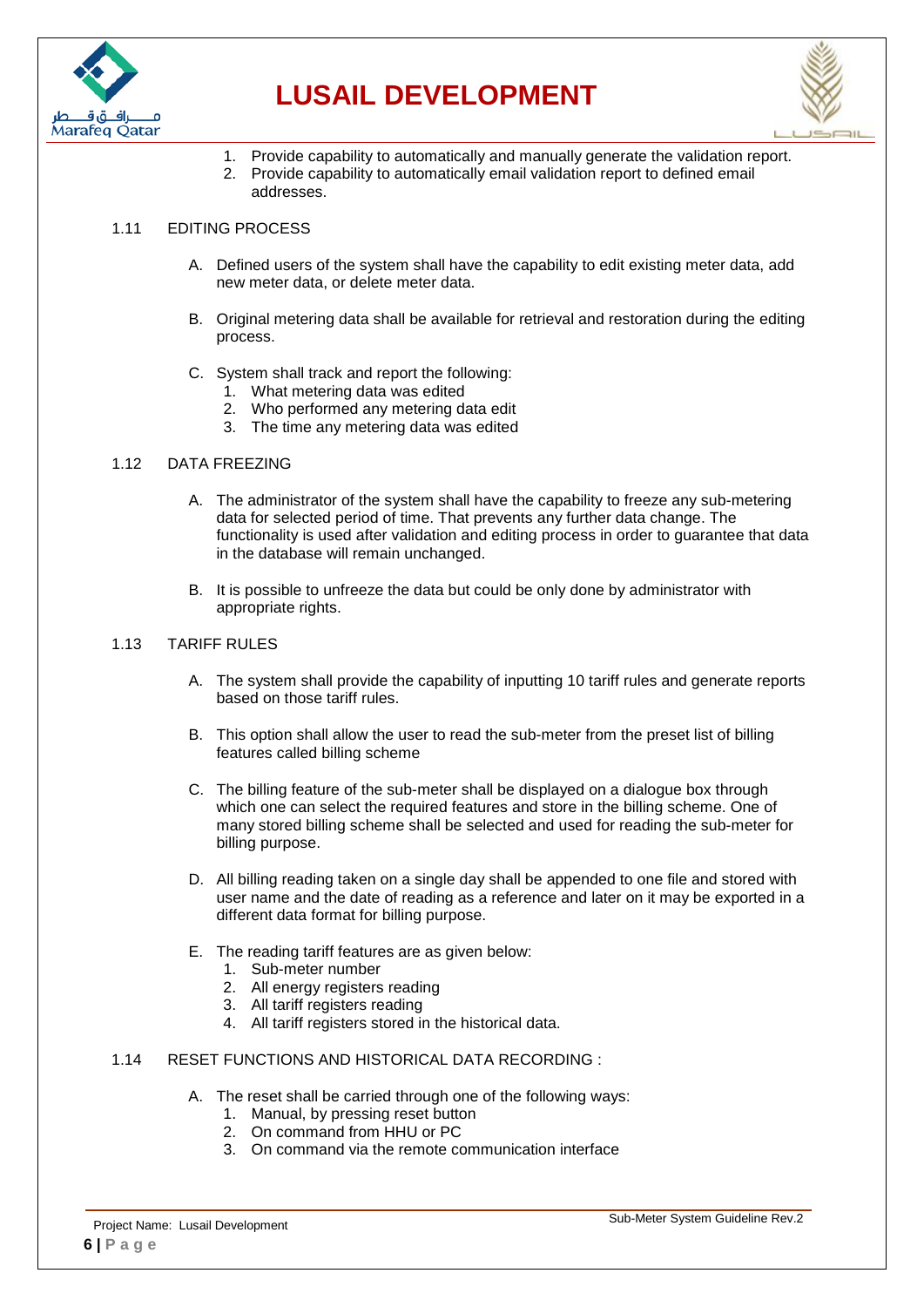1. Provide capability to automatically and manually generate the validation report.
2. Provide capability to automatically email validation report to defined email addresses.

### 1.11 EDITING PROCESS

A. Defined users of the system shall have the capability to edit existing meter data, add new meter data, or delete meter data.

B. Original metering data shall be available for retrieval and restoration during the editing process.

C. System shall track and report the following:
   1. What metering data was edited
   2. Who performed any metering data edit
   3. The time any metering data was edited

### 1.12 DATA FREEZING

A. The administrator of the system shall have the capability to freeze any sub-metering data for selected period of time. That prevents any further data change. The functionality is used after validation and editing process in order to guarantee that data in the database will remain unchanged.

B. It is possible to unfreeze the data but could be only done by administrator with appropriate rights.

### 1.13 TARIFF RULES

A. The system shall provide the capability of inputting 10 tariff rules and generate reports based on those tariff rules.

B. This option shall allow the user to read the sub-meter from the preset list of billing features called billing scheme

C. The billing feature of the sub-meter shall be displayed on a dialogue box through which one can select the required features and store in the billing scheme. One of many stored billing scheme shall be selected and used for reading the sub-meter for billing purpose.

D. All billing reading taken on a single day shall be appended to one file and stored with user name and the date of reading as a reference and later on it may be exported in a different data format for billing purpose.

E. The reading tariff features are as given below:
   1. Sub-meter number
   2. All energy registers reading
   3. All tariff registers reading
   4. All tariff registers stored in the historical data.

### 1.14 RESET FUNCTIONS AND HISTORICAL DATA RECORDING :

A. The reset shall be carried through one of the following ways:
   1. Manual, by pressing reset button
   2. On command from HHU or PC
   3. On command via the remote communication interface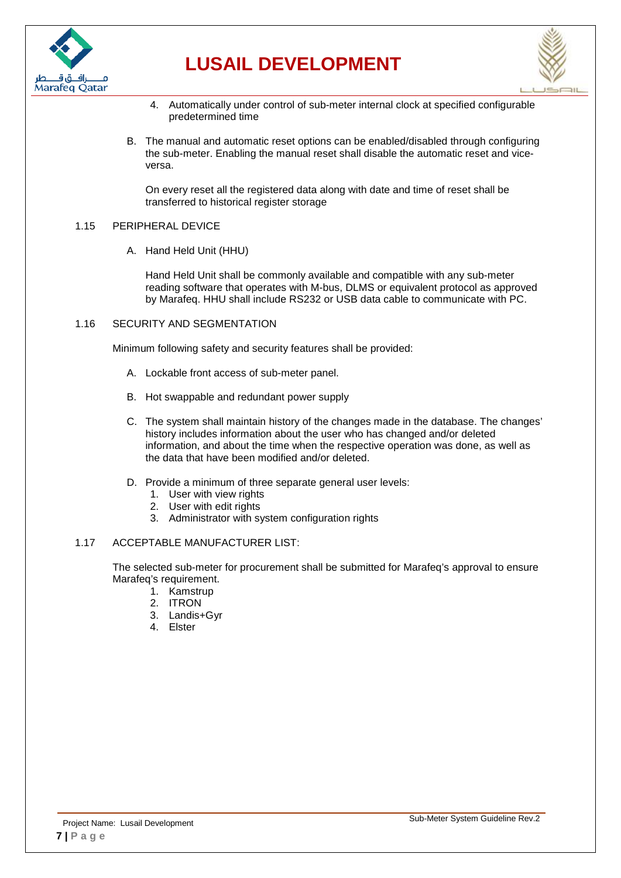4. Automatically under control of sub-meter internal clock at specified configurable predetermined time

B. The manual and automatic reset options can be enabled/disabled through configuring the sub-meter. Enabling the manual reset shall disable the automatic reset and vice-versa.

On every reset all the registered data along with date and time of reset shall be transferred to historical register storage

## 1.15 PERIPHERAL DEVICE

A. Hand Held Unit (HHU)

Hand Held Unit shall be commonly available and compatible with any sub-meter reading software that operates with M-bus, DLMS or equivalent protocol as approved by Marafeq. HHU shall include RS232 or USB data cable to communicate with PC.

## 1.16 SECURITY AND SEGMENTATION

Minimum following safety and security features shall be provided:

A. Lockable front access of sub-meter panel.

B. Hot swappable and redundant power supply

C. The system shall maintain history of the changes made in the database. The changes' history includes information about the user who has changed and/or deleted information, and about the time when the respective operation was done, as well as the data that have been modified and/or deleted.

D. Provide a minimum of three separate general user levels:
1. User with view rights
2. User with edit rights
3. Administrator with system configuration rights

## 1.17 ACCEPTABLE MANUFACTURER LIST:

The selected sub-meter for procurement shall be submitted for Marafeq's approval to ensure Marafeq's requirement.

1. Kamstrup
2. ITRON
3. Landis+Gyr
4. Elster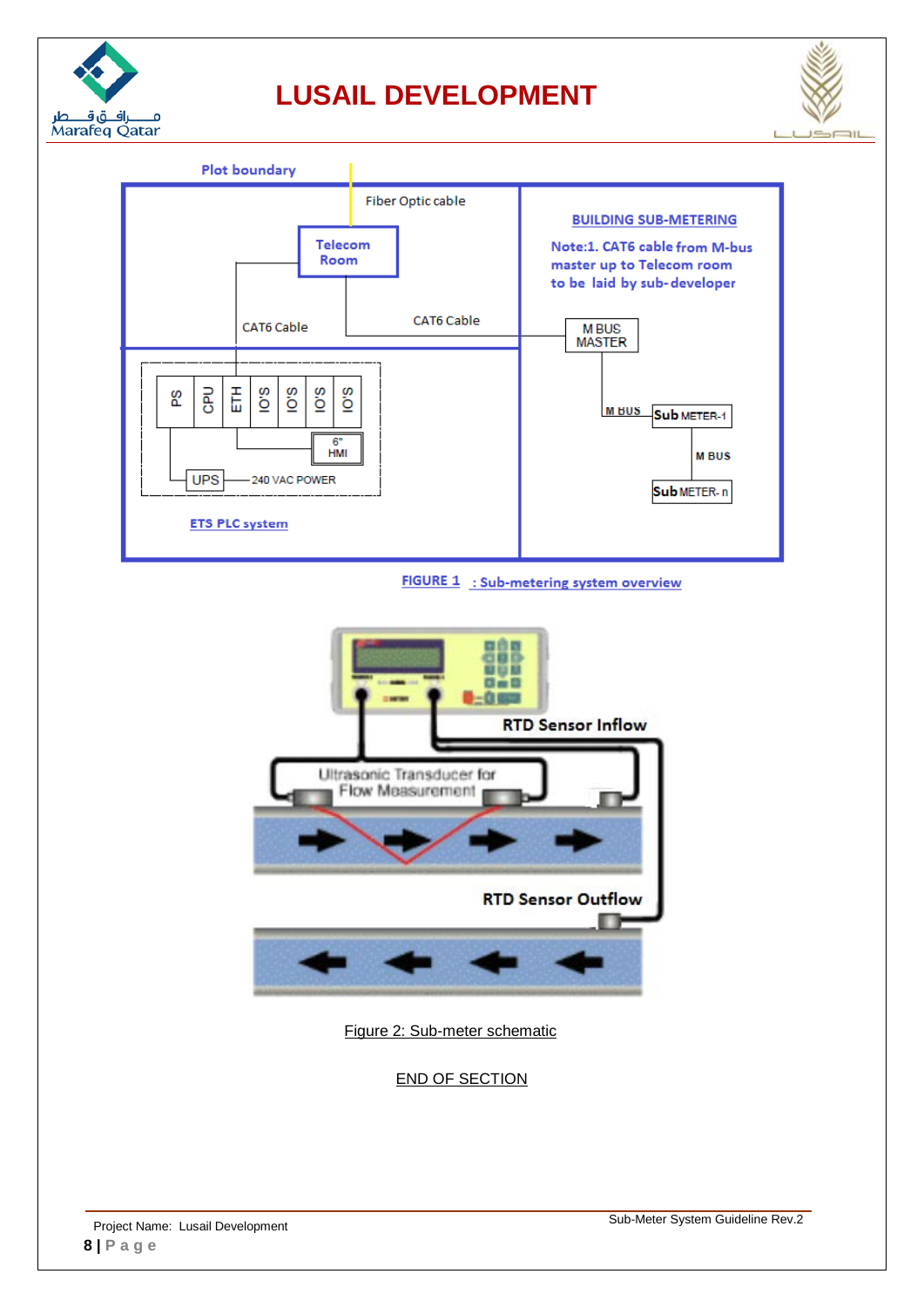Plot boundary

Fiber Optic cable

Telecom Room

CAT6 Cable

CAT6 Cable

BUILDING SUB-METERING

Note:1. CAT6 cable from M-bus master up to Telecom room to be laid by sub-developer

M BUS MASTER

M BUS

Sub METER-1

M BUS

Sub METER- n

PS

CPU

ETH

IO'S

IO'S

IO'S

IO'S

6" HMI

UPS

240 VAC POWER

ETS PLC system

FIGURE 1 : Sub-metering system overview

RTD Sensor Inflow

Ultrasonic Transducer for Flow Measurement

RTD Sensor Outflow

Figure 2: Sub-meter schematic

END OF SECTION